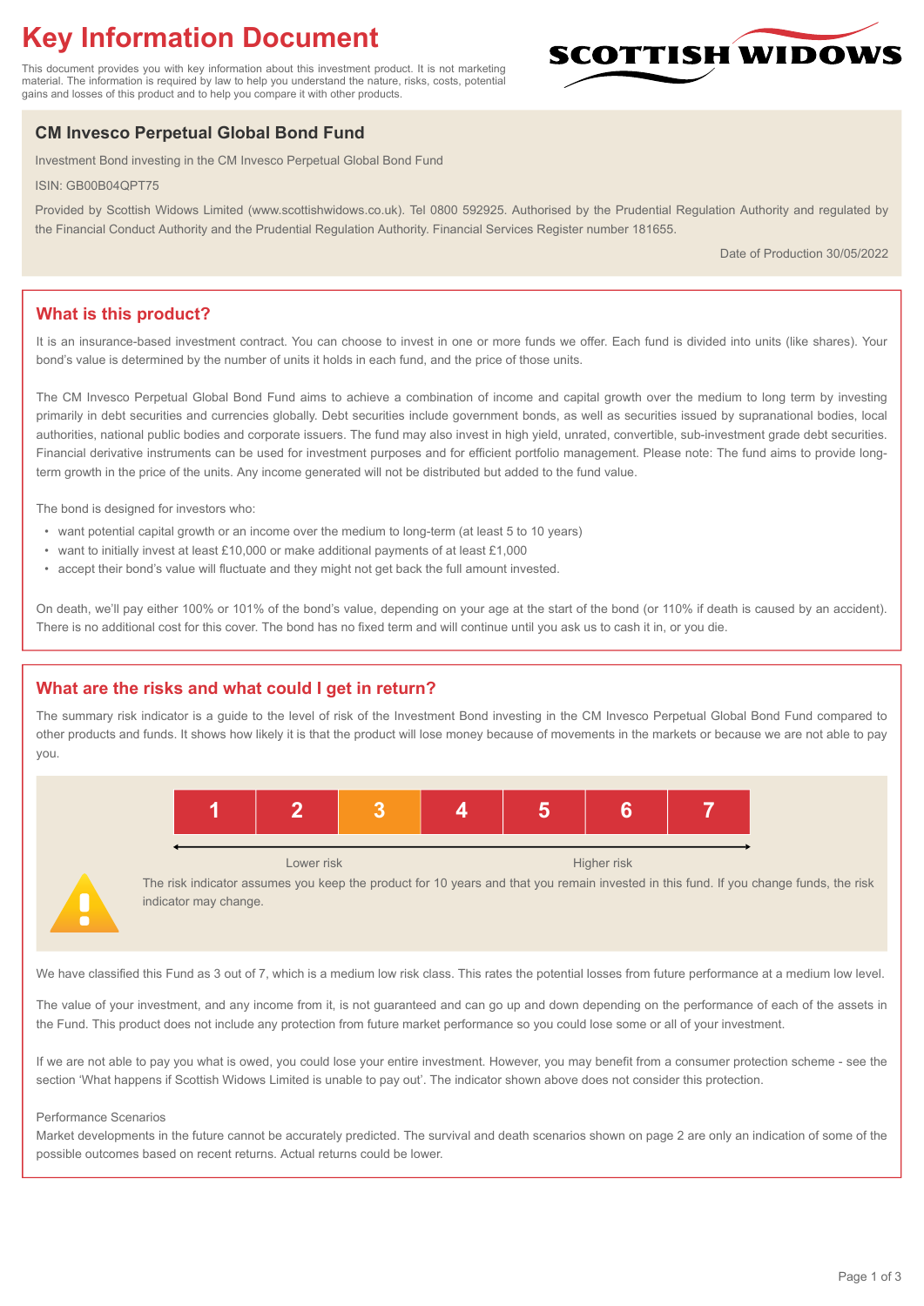# Key Information Document

This document provides you with key information about this investment product. It is not marketing material. The information is required by law to help you understand the nature, risks, costs, potential gains and losses of this product and to help you compare it with other products.

SCOTTISH WIDOWS

## CM Invesco Perpetual Global Bond Fund

Investment Bond investing in the CM Invesco Perpetual Global Bond Fund

ISIN: GB00B04QPT75

Provided by Scottish Widows Limited (www.scottishwidows.co.uk). Tel 0800 592925. Authorised by the Prudential Regulation Authority and regulated by the Financial Conduct Authority and the Prudential Regulation Authority. Financial Services Register number 181655.

Date of Production 30/05/2022

## What is this product?

It is an insurance-based investment contract. You can choose to invest in one or more funds we offer. Each fund is divided into units (like shares). Your bond's value is determined by the number of units it holds in each fund, and the price of those units.

The CM Invesco Perpetual Global Bond Fund aims to achieve a combination of income and capital growth over the medium to long term by investing primarily in debt securities and currencies globally. Debt securities include government bonds, as well as securities issued by supranational bodies, local authorities, national public bodies and corporate issuers. The fund may also invest in high yield, unrated, convertible, sub-investment grade debt securities. Financial derivative instruments can be used for investment purposes and for efficient portfolio management. Please note: The fund aims to provide long-term growth in the price of the units. Any income generated will not be distributed but added to the fund value.

The bond is designed for investors who:

- want potential capital growth or an income over the medium to long-term (at least 5 to 10 years)
- want to initially invest at least £10,000 or make additional payments of at least £1,000
- accept their bond's value will fluctuate and they might not get back the full amount invested.

On death, we'll pay either 100% or 101% of the bond's value, depending on your age at the start of the bond (or 110% if death is caused by an accident). There is no additional cost for this cover. The bond has no fixed term and will continue until you ask us to cash it in, or you die.

## What are the risks and what could I get in return?

The summary risk indicator is a guide to the level of risk of the Investment Bond investing in the CM Invesco Perpetual Global Bond Fund compared to other products and funds. It shows how likely it is that the product will lose money because of movements in the markets or because we are not able to pay you.

| 1 | 2 | **3** | 4 | 5 | 6 | 7 |
|---|---|---|---|---|---|---|

Lower risk ← → Higher risk

The risk indicator assumes you keep the product for 10 years and that you remain invested in this fund. If you change funds, the risk indicator may change.

We have classified this Fund as 3 out of 7, which is a medium low risk class. This rates the potential losses from future performance at a medium low level.

The value of your investment, and any income from it, is not guaranteed and can go up and down depending on the performance of each of the assets in the Fund. This product does not include any protection from future market performance so you could lose some or all of your investment.

If we are not able to pay you what is owed, you could lose your entire investment. However, you may benefit from a consumer protection scheme - see the section 'What happens if Scottish Widows Limited is unable to pay out'. The indicator shown above does not consider this protection.

Performance Scenarios

Market developments in the future cannot be accurately predicted. The survival and death scenarios shown on page 2 are only an indication of some of the possible outcomes based on recent returns. Actual returns could be lower.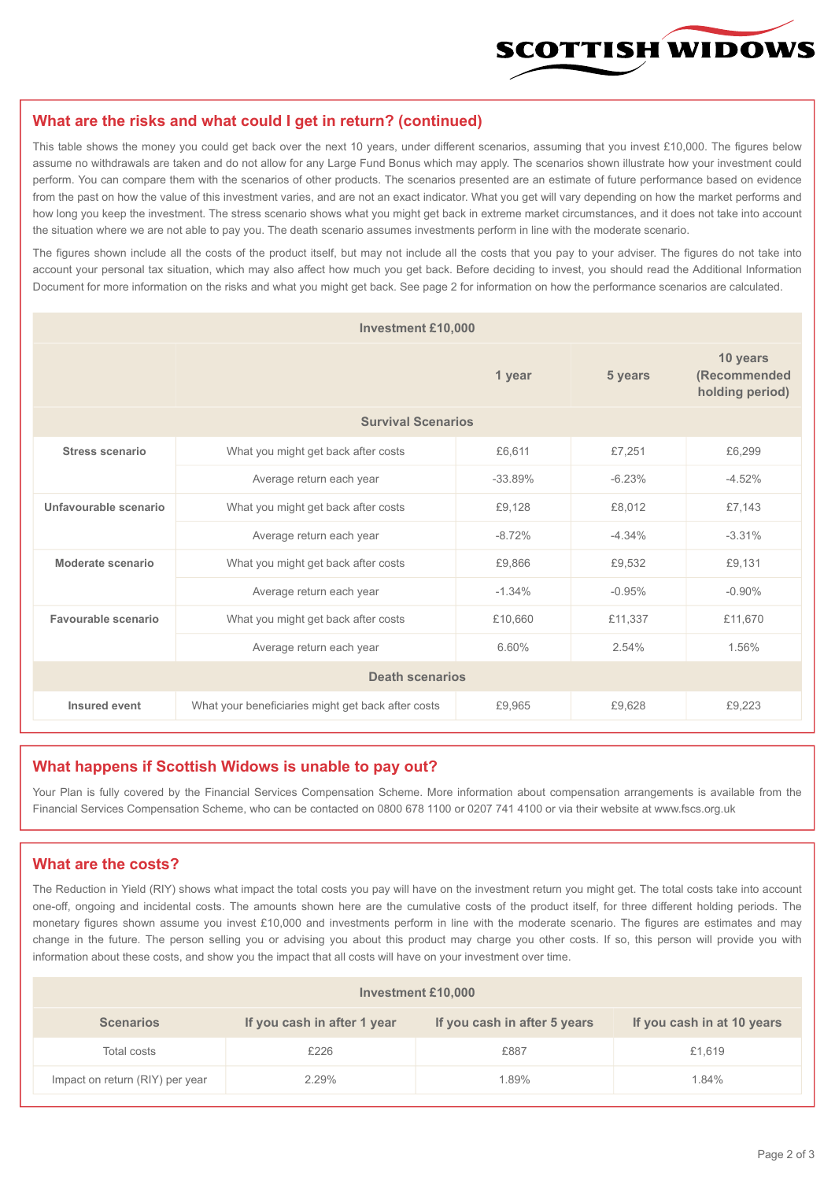## What are the risks and what could I get in return? (continued)

This table shows the money you could get back over the next 10 years, under different scenarios, assuming that you invest £10,000. The figures below assume no withdrawals are taken and do not allow for any Large Fund Bonus which may apply. The scenarios shown illustrate how your investment could perform. You can compare them with the scenarios of other products. The scenarios presented are an estimate of future performance based on evidence from the past on how the value of this investment varies, and are not an exact indicator. What you get will vary depending on how the market performs and how long you keep the investment. The stress scenario shows what you might get back in extreme market circumstances, and it does not take into account the situation where we are not able to pay you. The death scenario assumes investments perform in line with the moderate scenario.

The figures shown include all the costs of the product itself, but may not include all the costs that you pay to your adviser. The figures do not take into account your personal tax situation, which may also affect how much you get back. Before deciding to invest, you should read the Additional Information Document for more information on the risks and what you might get back. See page 2 for information on how the performance scenarios are calculated.

| Investment £10,000 | | | | |
|---|---|---|---|---|
| | | **1 year** | **5 years** | **10 years (Recommended holding period)** |
| **Survival Scenarios** | | | | |
| **Stress scenario** | What you might get back after costs | £6,611 | £7,251 | £6,299 |
| | Average return each year | -33.89% | -6.23% | -4.52% |
| **Unfavourable scenario** | What you might get back after costs | £9,128 | £8,012 | £7,143 |
| | Average return each year | -8.72% | -4.34% | -3.31% |
| **Moderate scenario** | What you might get back after costs | £9,866 | £9,532 | £9,131 |
| | Average return each year | -1.34% | -0.95% | -0.90% |
| **Favourable scenario** | What you might get back after costs | £10,660 | £11,337 | £11,670 |
| | Average return each year | 6.60% | 2.54% | 1.56% |
| **Death scenarios** | | | | |
| **Insured event** | What your beneficiaries might get back after costs | £9,965 | £9,628 | £9,223 |

## What happens if Scottish Widows is unable to pay out?

Your Plan is fully covered by the Financial Services Compensation Scheme. More information about compensation arrangements is available from the Financial Services Compensation Scheme, who can be contacted on 0800 678 1100 or 0207 741 4100 or via their website at www.fscs.org.uk

## What are the costs?

The Reduction in Yield (RIY) shows what impact the total costs you pay will have on the investment return you might get. The total costs take into account one-off, ongoing and incidental costs. The amounts shown here are the cumulative costs of the product itself, for three different holding periods. The monetary figures shown assume you invest £10,000 and investments perform in line with the moderate scenario. The figures are estimates and may change in the future. The person selling you or advising you about this product may charge you other costs. If so, this person will provide you with information about these costs, and show you the impact that all costs will have on your investment over time.

| Investment £10,000 | | | |
|---|---|---|---|
| **Scenarios** | **If you cash in after 1 year** | **If you cash in after 5 years** | **If you cash in at 10 years** |
| Total costs | £226 | £887 | £1,619 |
| Impact on return (RIY) per year | 2.29% | 1.89% | 1.84% |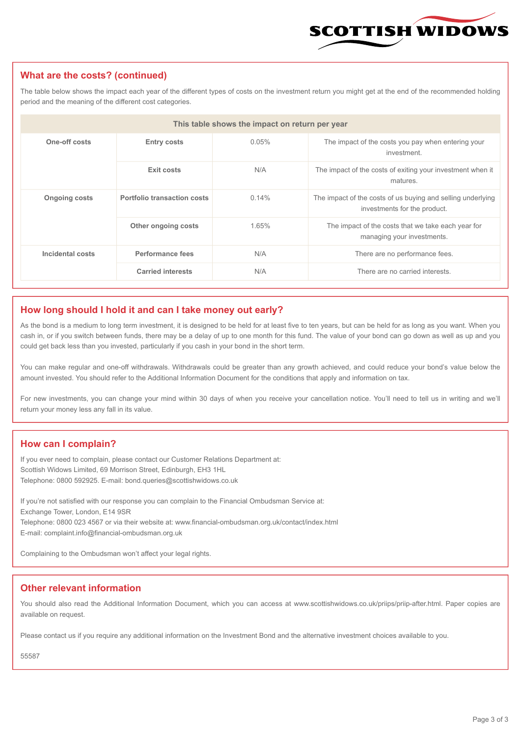## What are the costs? (continued)

The table below shows the impact each year of the different types of costs on the investment return you might get at the end of the recommended holding period and the meaning of the different cost categories.

| This table shows the impact on return per year | | | |
|---|---|---|---|
| **One-off costs** | **Entry costs** | 0.05% | The impact of the costs you pay when entering your investment. |
| | **Exit costs** | N/A | The impact of the costs of exiting your investment when it matures. |
| **Ongoing costs** | **Portfolio transaction costs** | 0.14% | The impact of the costs of us buying and selling underlying investments for the product. |
| | **Other ongoing costs** | 1.65% | The impact of the costs that we take each year for managing your investments. |
| **Incidental costs** | **Performance fees** | N/A | There are no performance fees. |
| | **Carried interests** | N/A | There are no carried interests. |

## How long should I hold it and can I take money out early?

As the bond is a medium to long term investment, it is designed to be held for at least five to ten years, but can be held for as long as you want. When you cash in, or if you switch between funds, there may be a delay of up to one month for this fund. The value of your bond can go down as well as up and you could get back less than you invested, particularly if you cash in your bond in the short term.

You can make regular and one-off withdrawals. Withdrawals could be greater than any growth achieved, and could reduce your bond's value below the amount invested. You should refer to the Additional Information Document for the conditions that apply and information on tax.

For new investments, you can change your mind within 30 days of when you receive your cancellation notice. You'll need to tell us in writing and we'll return your money less any fall in its value.

## How can I complain?

If you ever need to complain, please contact our Customer Relations Department at:
Scottish Widows Limited, 69 Morrison Street, Edinburgh, EH3 1HL
Telephone: 0800 592925. E-mail: bond.queries@scottishwidows.co.uk

If you're not satisfied with our response you can complain to the Financial Ombudsman Service at:
Exchange Tower, London, E14 9SR
Telephone: 0800 023 4567 or via their website at: www.financial-ombudsman.org.uk/contact/index.html
E-mail: complaint.info@financial-ombudsman.org.uk

Complaining to the Ombudsman won't affect your legal rights.

## Other relevant information

You should also read the Additional Information Document, which you can access at www.scottishwidows.co.uk/priips/priip-after.html. Paper copies are available on request.

Please contact us if you require any additional information on the Investment Bond and the alternative investment choices available to you.

55587